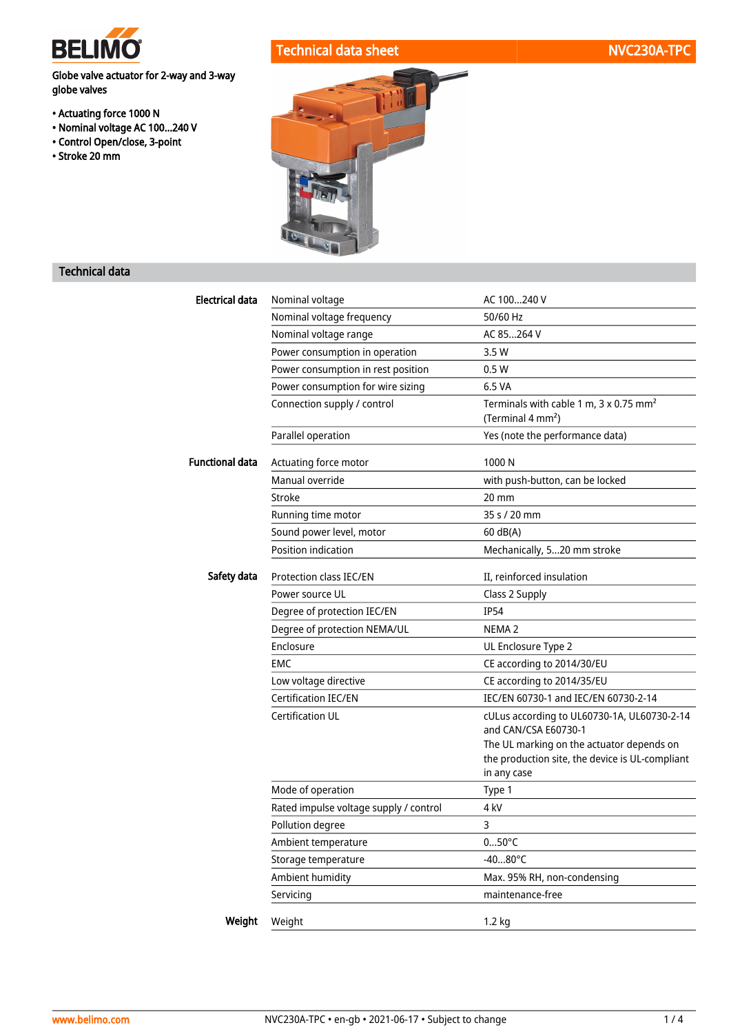# Technical data sheet — NVC230A-TPC

**Globe valve actuator for 2-way and 3-way globe valves**

- Actuating force 1000 N
- Nominal voltage AC 100...240 V
- Control Open/close, 3-point
- Stroke 20 mm

## Technical data

| | | |
|---|---|---|
| **Electrical data** | Nominal voltage | AC 100...240 V |
| | Nominal voltage frequency | 50/60 Hz |
| | Nominal voltage range | AC 85...264 V |
| | Power consumption in operation | 3.5 W |
| | Power consumption in rest position | 0.5 W |
| | Power consumption for wire sizing | 6.5 VA |
| | Connection supply / control | Terminals with cable 1 m, 3 x 0.75 mm² (Terminal 4 mm²) |
| | Parallel operation | Yes (note the performance data) |
| **Functional data** | Actuating force motor | 1000 N |
| | Manual override | with push-button, can be locked |
| | Stroke | 20 mm |
| | Running time motor | 35 s / 20 mm |
| | Sound power level, motor | 60 dB(A) |
| | Position indication | Mechanically, 5...20 mm stroke |
| **Safety data** | Protection class IEC/EN | II, reinforced insulation |
| | Power source UL | Class 2 Supply |
| | Degree of protection IEC/EN | IP54 |
| | Degree of protection NEMA/UL | NEMA 2 |
| | Enclosure | UL Enclosure Type 2 |
| | EMC | CE according to 2014/30/EU |
| | Low voltage directive | CE according to 2014/35/EU |
| | Certification IEC/EN | IEC/EN 60730-1 and IEC/EN 60730-2-14 |
| | Certification UL | cULus according to UL60730-1A, UL60730-2-14 and CAN/CSA E60730-1 The UL marking on the actuator depends on the production site, the device is UL-compliant in any case |
| | Mode of operation | Type 1 |
| | Rated impulse voltage supply / control | 4 kV |
| | Pollution degree | 3 |
| | Ambient temperature | 0...50°C |
| | Storage temperature | -40...80°C |
| | Ambient humidity | Max. 95% RH, non-condensing |
| | Servicing | maintenance-free |
| **Weight** | Weight | 1.2 kg |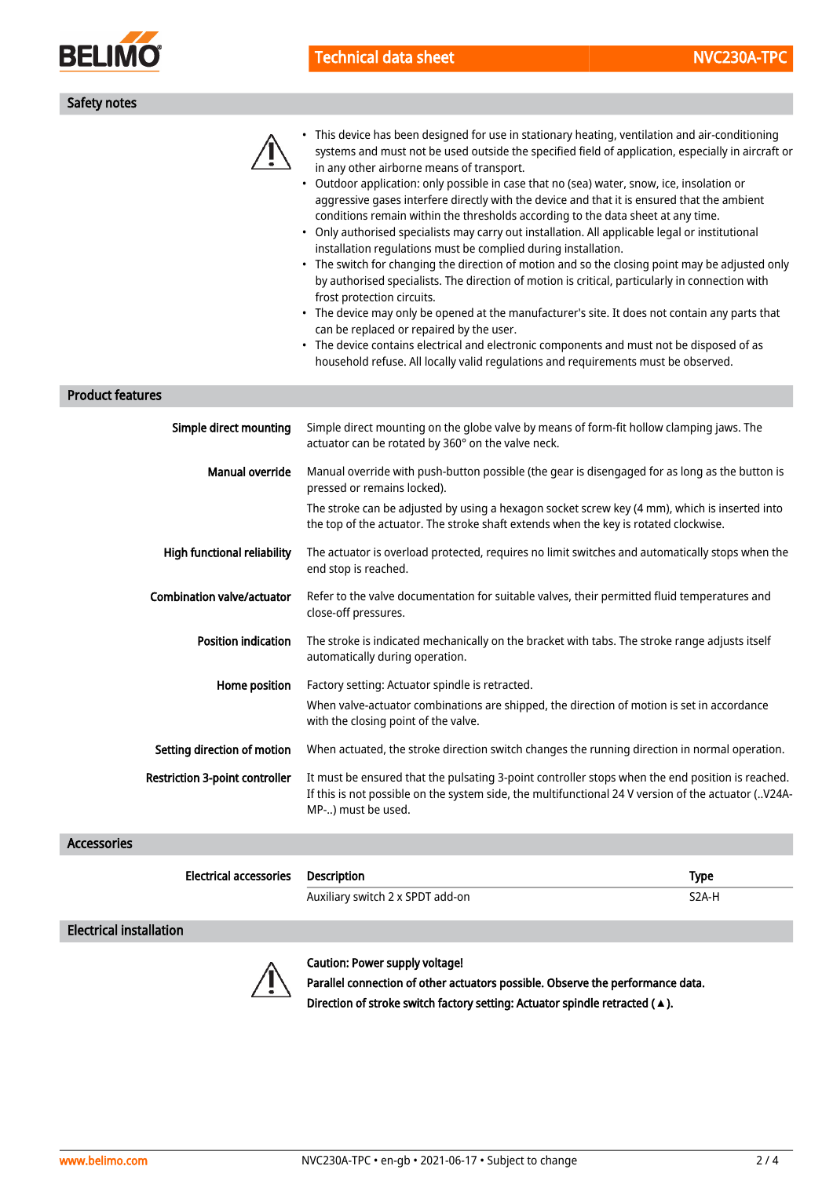## Safety notes

- This device has been designed for use in stationary heating, ventilation and air-conditioning systems and must not be used outside the specified field of application, especially in aircraft or in any other airborne means of transport.
- Outdoor application: only possible in case that no (sea) water, snow, ice, insolation or aggressive gases interfere directly with the device and that it is ensured that the ambient conditions remain within the thresholds according to the data sheet at any time.
- Only authorised specialists may carry out installation. All applicable legal or institutional installation regulations must be complied during installation.
- The switch for changing the direction of motion and so the closing point may be adjusted only by authorised specialists. The direction of motion is critical, particularly in connection with frost protection circuits.
- The device may only be opened at the manufacturer's site. It does not contain any parts that can be replaced or repaired by the user.
- The device contains electrical and electronic components and must not be disposed of as household refuse. All locally valid regulations and requirements must be observed.

## Product features

**Simple direct mounting**
Simple direct mounting on the globe valve by means of form-fit hollow clamping jaws. The actuator can be rotated by 360° on the valve neck.

**Manual override**
Manual override with push-button possible (the gear is disengaged for as long as the button is pressed or remains locked).

The stroke can be adjusted by using a hexagon socket screw key (4 mm), which is inserted into the top of the actuator. The stroke shaft extends when the key is rotated clockwise.

**High functional reliability**
The actuator is overload protected, requires no limit switches and automatically stops when the end stop is reached.

**Combination valve/actuator**
Refer to the valve documentation for suitable valves, their permitted fluid temperatures and close-off pressures.

**Position indication**
The stroke is indicated mechanically on the bracket with tabs. The stroke range adjusts itself automatically during operation.

**Home position**
Factory setting: Actuator spindle is retracted.

When valve-actuator combinations are shipped, the direction of motion is set in accordance with the closing point of the valve.

**Setting direction of motion**
When actuated, the stroke direction switch changes the running direction in normal operation.

**Restriction 3-point controller**
It must be ensured that the pulsating 3-point controller stops when the end position is reached. If this is not possible on the system side, the multifunctional 24 V version of the actuator (..V24A-MP-..) must be used.

## Accessories

**Electrical accessories**

| Description | Type |
|---|---|
| Auxiliary switch 2 x SPDT add-on | S2A-H |

## Electrical installation

**Caution: Power supply voltage!**

**Parallel connection of other actuators possible. Observe the performance data.**

**Direction of stroke switch factory setting: Actuator spindle retracted (▲).**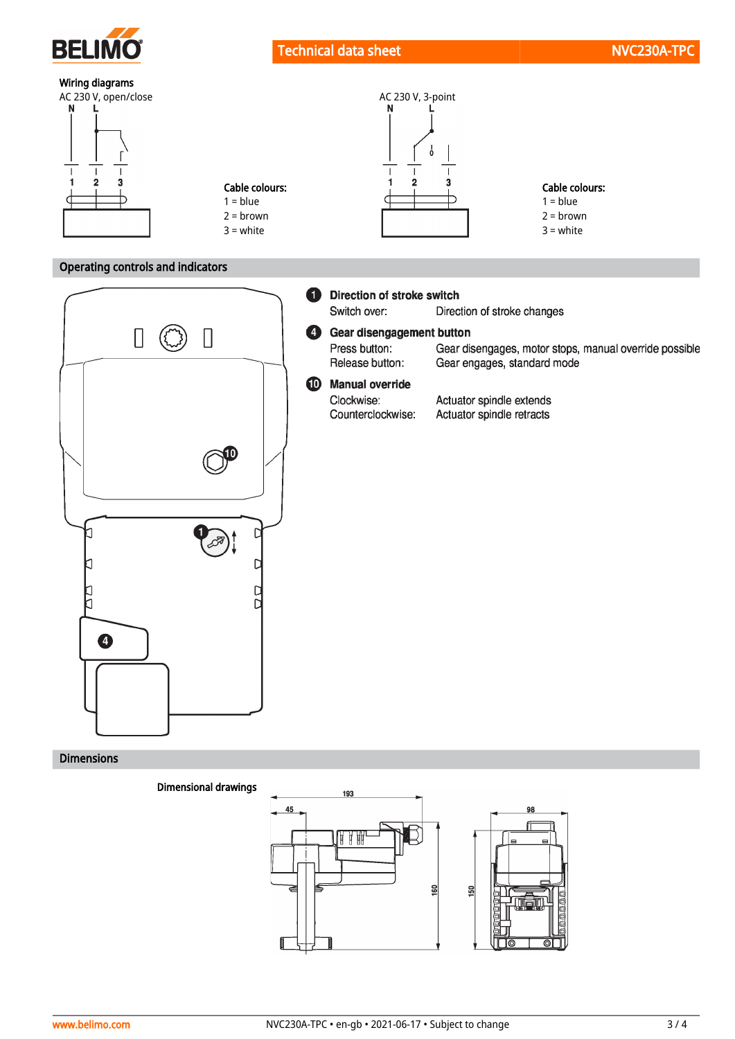## Wiring diagrams

AC 230 V, open/close

Cable colours:
1 = blue
2 = brown
3 = white

AC 230 V, 3-point

Cable colours:
1 = blue
2 = brown
3 = white

## Operating controls and indicators

**1 Direction of stroke switch**

| | |
|---|---|
| Switch over: | Direction of stroke changes |

**4 Gear disengagement button**

| | |
|---|---|
| Press button: | Gear disengages, motor stops, manual override possible |
| Release button: | Gear engages, standard mode |

**10 Manual override**

| | |
|---|---|
| Clockwise: | Actuator spindle extends |
| Counterclockwise: | Actuator spindle retracts |

## Dimensions

**Dimensional drawings**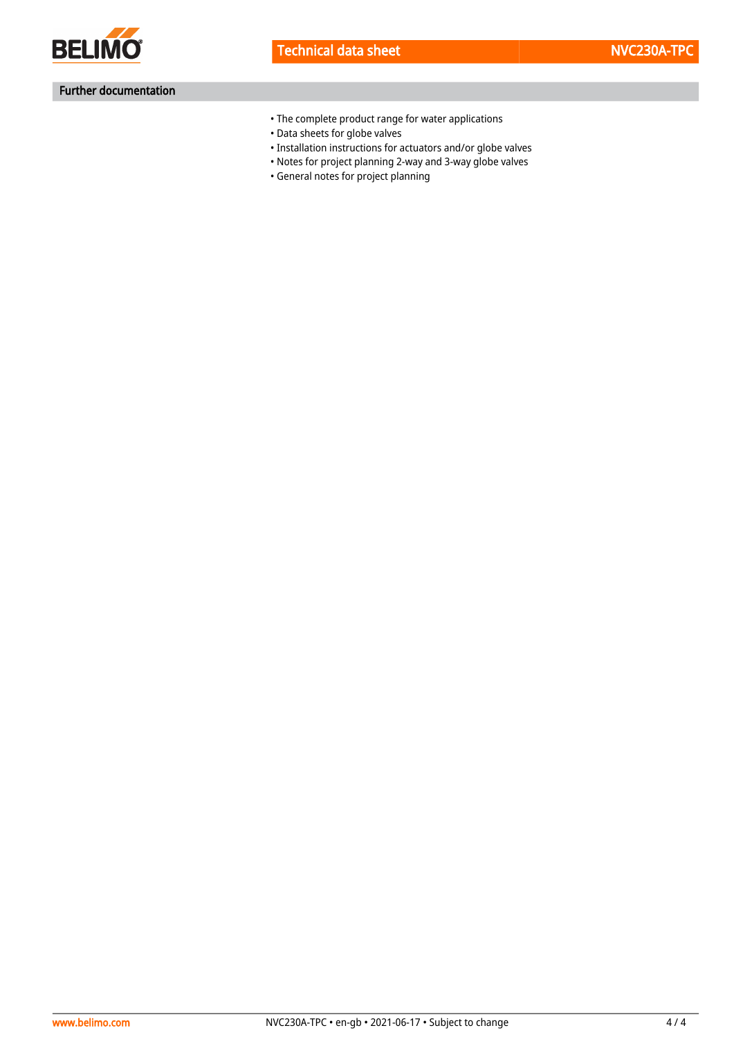## Further documentation

- The complete product range for water applications
- Data sheets for globe valves
- Installation instructions for actuators and/or globe valves
- Notes for project planning 2-way and 3-way globe valves
- General notes for project planning